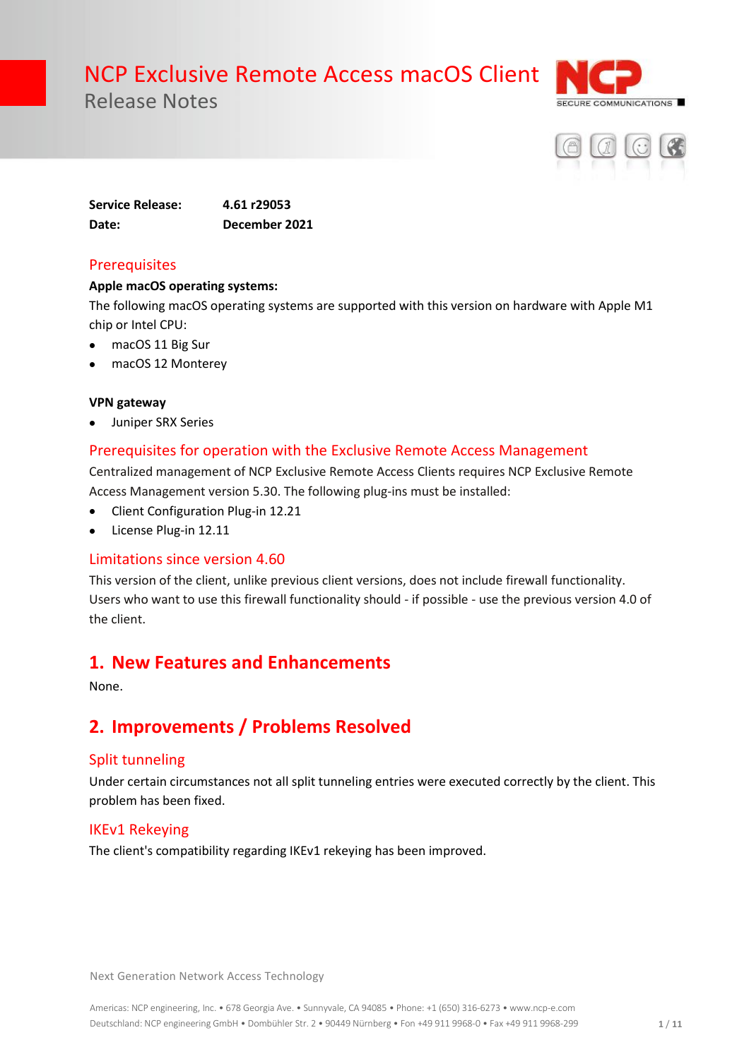# NCP Exclusive Remote Access macOS Client

Release Notes

**Service Release:** **4.61 r29053**
**Date:** **December 2021**

## Prerequisites

**Apple macOS operating systems:**

The following macOS operating systems are supported with this version on hardware with Apple M1 chip or Intel CPU:

- macOS 11 Big Sur
- macOS 12 Monterey

**VPN gateway**

- Juniper SRX Series

## Prerequisites for operation with the Exclusive Remote Access Management

Centralized management of NCP Exclusive Remote Access Clients requires NCP Exclusive Remote Access Management version 5.30. The following plug-ins must be installed:

- Client Configuration Plug-in 12.21
- License Plug-in 12.11

## Limitations since version 4.60

This version of the client, unlike previous client versions, does not include firewall functionality. Users who want to use this firewall functionality should - if possible - use the previous version 4.0 of the client.

# 1. New Features and Enhancements

None.

# 2. Improvements / Problems Resolved

## Split tunneling

Under certain circumstances not all split tunneling entries were executed correctly by the client. This problem has been fixed.

## IKEv1 Rekeying

The client's compatibility regarding IKEv1 rekeying has been improved.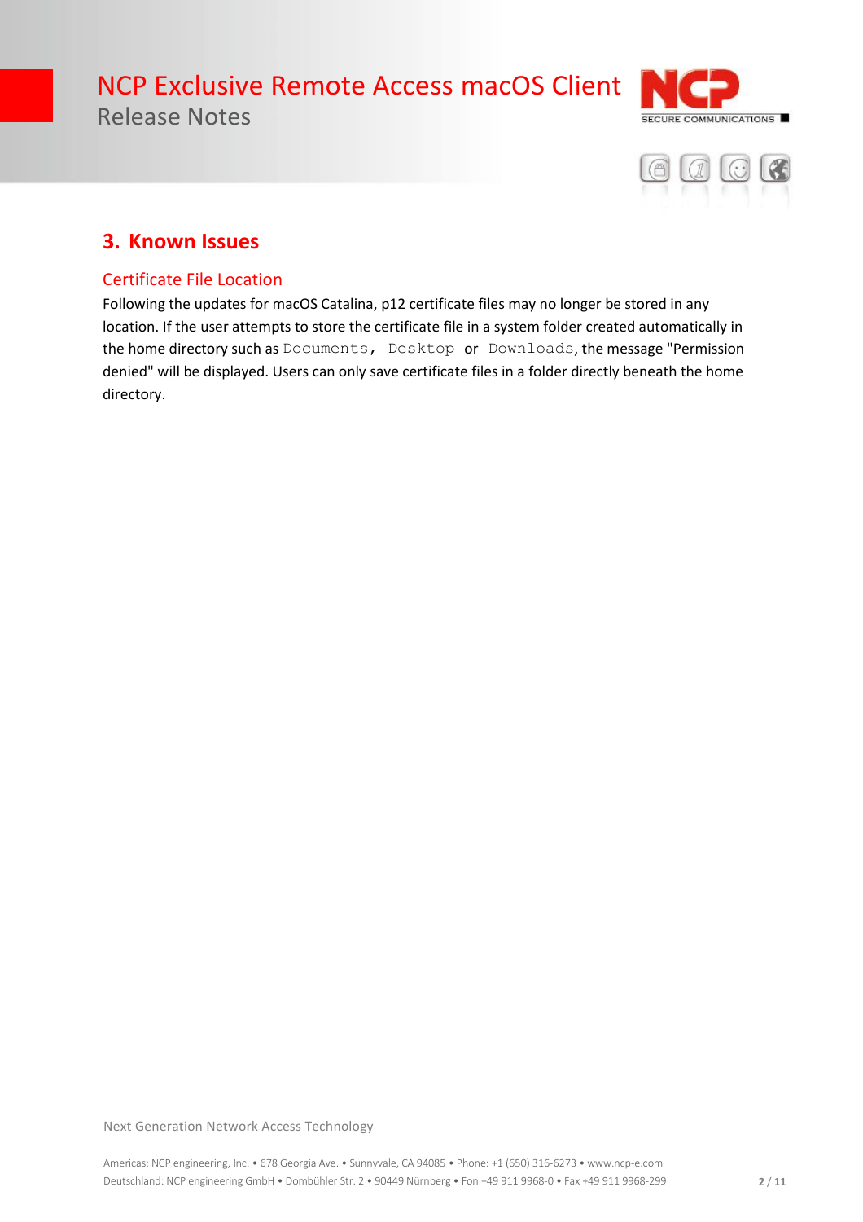## 3. Known Issues

### Certificate File Location

Following the updates for macOS Catalina, p12 certificate files may no longer be stored in any location. If the user attempts to store the certificate file in a system folder created automatically in the home directory such as `Documents`, `Desktop` or `Downloads`, the message "Permission denied" will be displayed. Users can only save certificate files in a folder directly beneath the home directory.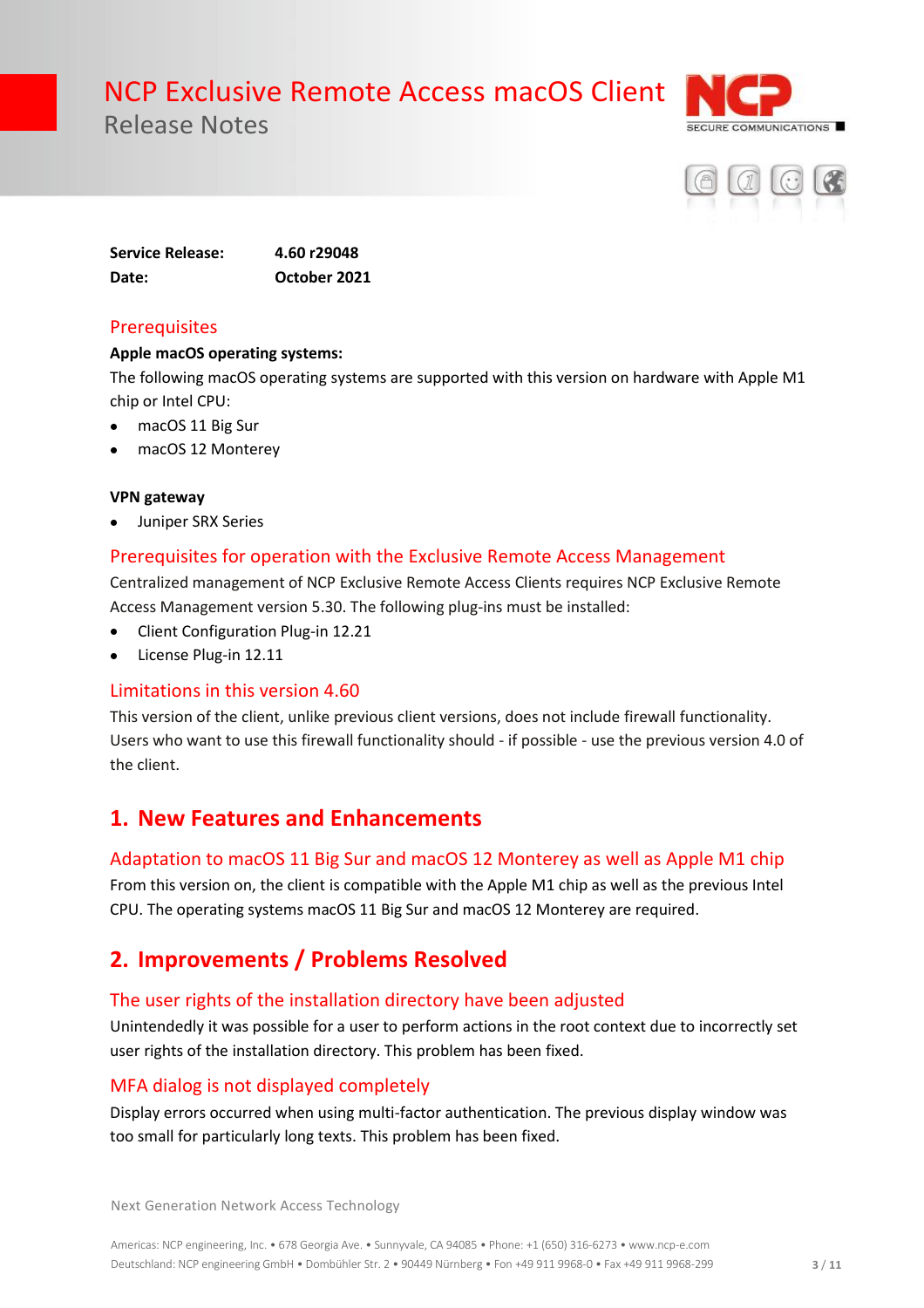# NCP Exclusive Remote Access macOS Client

Release Notes

**Service Release:** **4.60 r29048**
**Date:** **October 2021**

## Prerequisites

**Apple macOS operating systems:**

The following macOS operating systems are supported with this version on hardware with Apple M1 chip or Intel CPU:

- macOS 11 Big Sur
- macOS 12 Monterey

**VPN gateway**

- Juniper SRX Series

## Prerequisites for operation with the Exclusive Remote Access Management

Centralized management of NCP Exclusive Remote Access Clients requires NCP Exclusive Remote Access Management version 5.30. The following plug-ins must be installed:

- Client Configuration Plug-in 12.21
- License Plug-in 12.11

## Limitations in this version 4.60

This version of the client, unlike previous client versions, does not include firewall functionality. Users who want to use this firewall functionality should - if possible - use the previous version 4.0 of the client.

# 1. New Features and Enhancements

## Adaptation to macOS 11 Big Sur and macOS 12 Monterey as well as Apple M1 chip

From this version on, the client is compatible with the Apple M1 chip as well as the previous Intel CPU. The operating systems macOS 11 Big Sur and macOS 12 Monterey are required.

# 2. Improvements / Problems Resolved

## The user rights of the installation directory have been adjusted

Unintendedly it was possible for a user to perform actions in the root context due to incorrectly set user rights of the installation directory. This problem has been fixed.

## MFA dialog is not displayed completely

Display errors occurred when using multi-factor authentication. The previous display window was too small for particularly long texts. This problem has been fixed.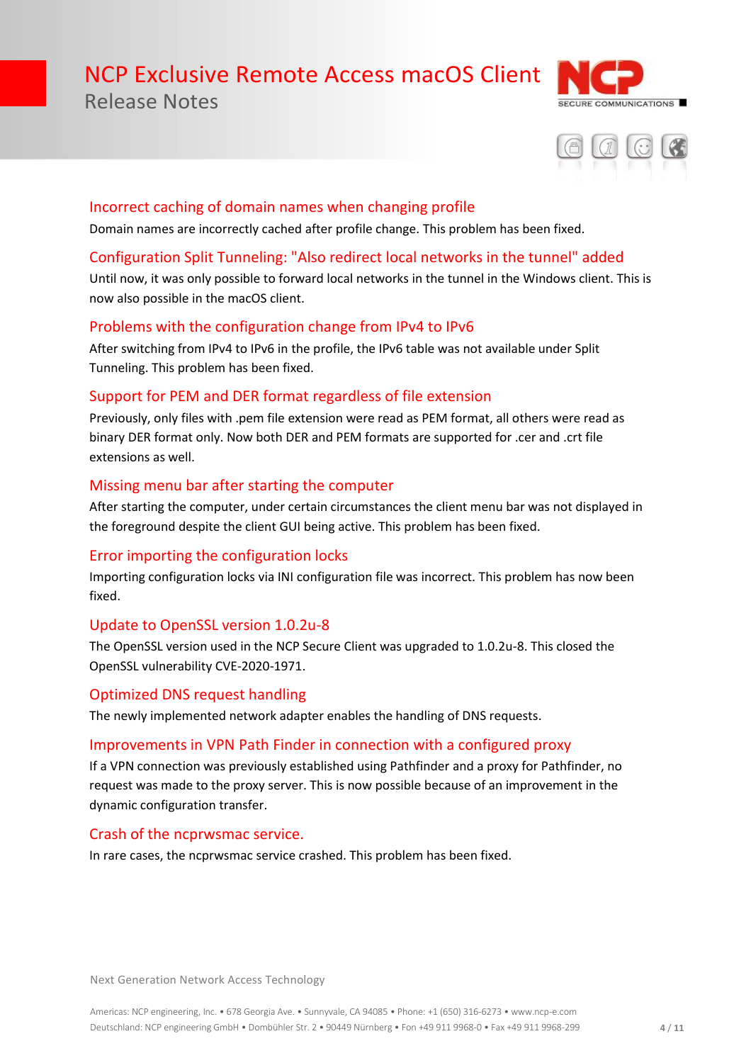### Incorrect caching of domain names when changing profile

Domain names are incorrectly cached after profile change. This problem has been fixed.

### Configuration Split Tunneling: "Also redirect local networks in the tunnel" added

Until now, it was only possible to forward local networks in the tunnel in the Windows client. This is now also possible in the macOS client.

### Problems with the configuration change from IPv4 to IPv6

After switching from IPv4 to IPv6 in the profile, the IPv6 table was not available under Split Tunneling. This problem has been fixed.

### Support for PEM and DER format regardless of file extension

Previously, only files with .pem file extension were read as PEM format, all others were read as binary DER format only. Now both DER and PEM formats are supported for .cer and .crt file extensions as well.

### Missing menu bar after starting the computer

After starting the computer, under certain circumstances the client menu bar was not displayed in the foreground despite the client GUI being active. This problem has been fixed.

### Error importing the configuration locks

Importing configuration locks via INI configuration file was incorrect. This problem has now been fixed.

### Update to OpenSSL version 1.0.2u-8

The OpenSSL version used in the NCP Secure Client was upgraded to 1.0.2u-8. This closed the OpenSSL vulnerability CVE-2020-1971.

### Optimized DNS request handling

The newly implemented network adapter enables the handling of DNS requests.

### Improvements in VPN Path Finder in connection with a configured proxy

If a VPN connection was previously established using Pathfinder and a proxy for Pathfinder, no request was made to the proxy server. This is now possible because of an improvement in the dynamic configuration transfer.

### Crash of the ncprwsmac service.

In rare cases, the ncprwsmac service crashed. This problem has been fixed.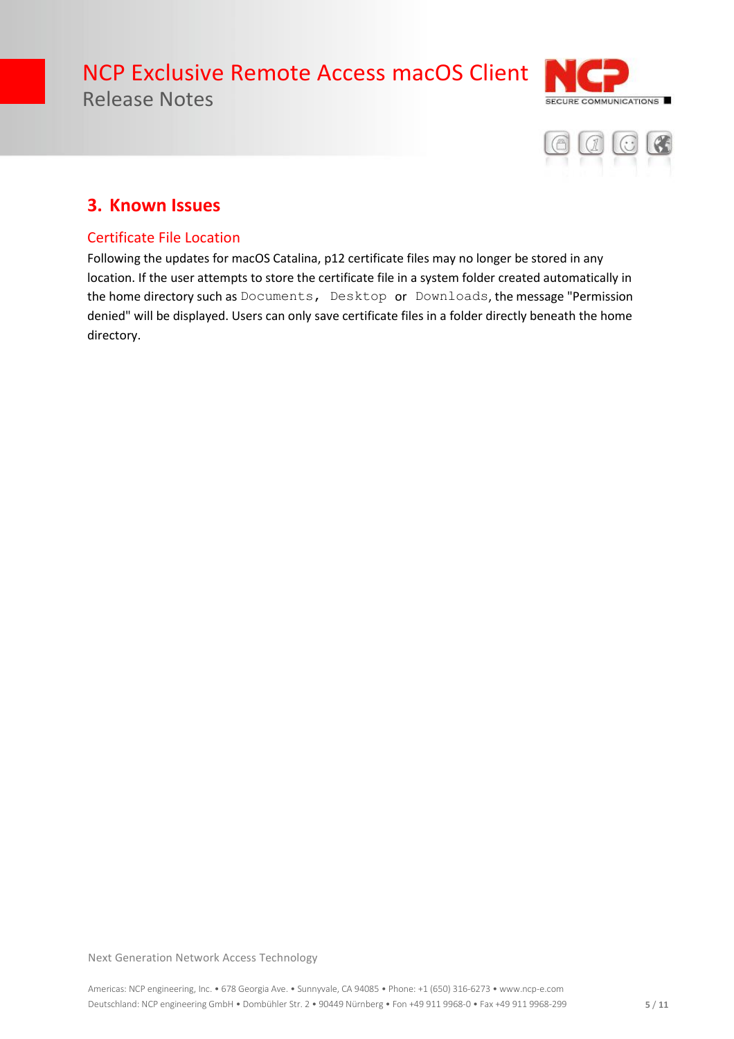## 3. Known Issues

### Certificate File Location

Following the updates for macOS Catalina, p12 certificate files may no longer be stored in any location. If the user attempts to store the certificate file in a system folder created automatically in the home directory such as `Documents`, `Desktop` or `Downloads`, the message "Permission denied" will be displayed. Users can only save certificate files in a folder directly beneath the home directory.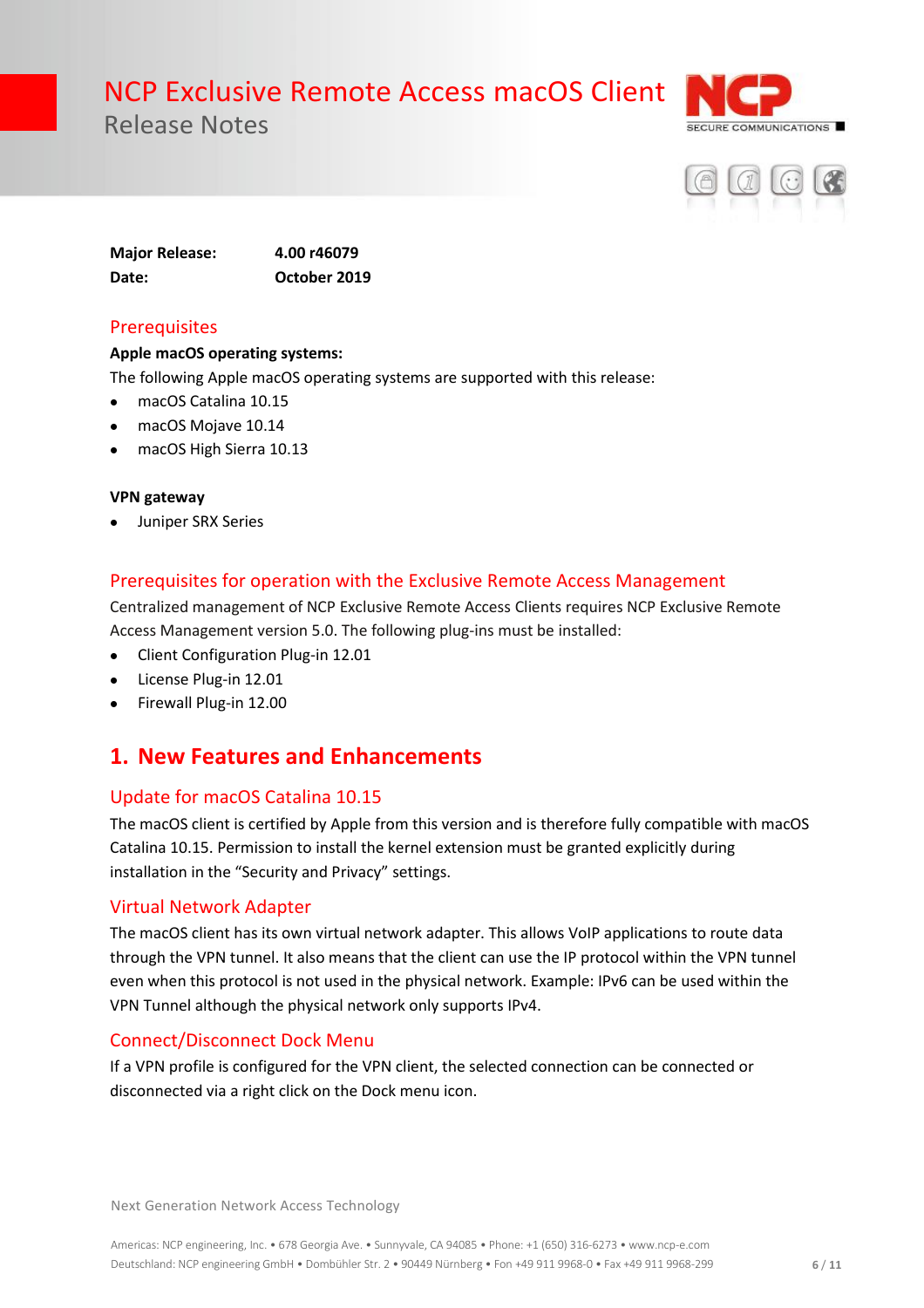# NCP Exclusive Remote Access macOS Client

Release Notes

**Major Release:** 4.00 r46079

**Date:** October 2019

## Prerequisites

**Apple macOS operating systems:**

The following Apple macOS operating systems are supported with this release:

- macOS Catalina 10.15
- macOS Mojave 10.14
- macOS High Sierra 10.13

**VPN gateway**

- Juniper SRX Series

## Prerequisites for operation with the Exclusive Remote Access Management

Centralized management of NCP Exclusive Remote Access Clients requires NCP Exclusive Remote Access Management version 5.0. The following plug-ins must be installed:

- Client Configuration Plug-in 12.01
- License Plug-in 12.01
- Firewall Plug-in 12.00

# 1. New Features and Enhancements

## Update for macOS Catalina 10.15

The macOS client is certified by Apple from this version and is therefore fully compatible with macOS Catalina 10.15. Permission to install the kernel extension must be granted explicitly during installation in the "Security and Privacy" settings.

## Virtual Network Adapter

The macOS client has its own virtual network adapter. This allows VoIP applications to route data through the VPN tunnel. It also means that the client can use the IP protocol within the VPN tunnel even when this protocol is not used in the physical network. Example: IPv6 can be used within the VPN Tunnel although the physical network only supports IPv4.

## Connect/Disconnect Dock Menu

If a VPN profile is configured for the VPN client, the selected connection can be connected or disconnected via a right click on the Dock menu icon.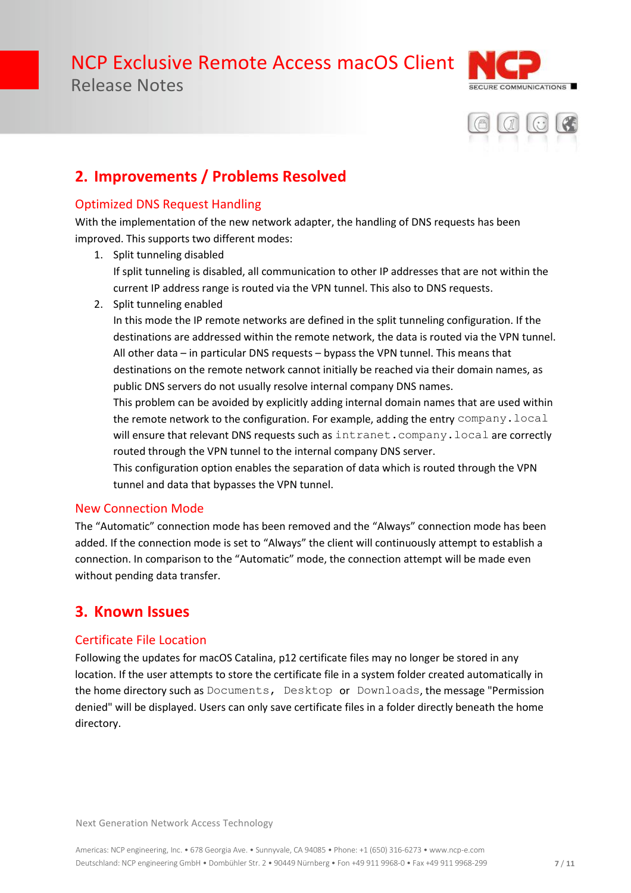## 2. Improvements / Problems Resolved

### Optimized DNS Request Handling

With the implementation of the new network adapter, the handling of DNS requests has been improved. This supports two different modes:

1. Split tunneling disabled
   If split tunneling is disabled, all communication to other IP addresses that are not within the current IP address range is routed via the VPN tunnel. This also to DNS requests.
2. Split tunneling enabled
   In this mode the IP remote networks are defined in the split tunneling configuration. If the destinations are addressed within the remote network, the data is routed via the VPN tunnel. All other data – in particular DNS requests – bypass the VPN tunnel. This means that destinations on the remote network cannot initially be reached via their domain names, as public DNS servers do not usually resolve internal company DNS names.
   This problem can be avoided by explicitly adding internal domain names that are used within the remote network to the configuration. For example, adding the entry `company.local` will ensure that relevant DNS requests such as `intranet.company.local` are correctly routed through the VPN tunnel to the internal company DNS server.
   This configuration option enables the separation of data which is routed through the VPN tunnel and data that bypasses the VPN tunnel.

### New Connection Mode

The “Automatic” connection mode has been removed and the “Always” connection mode has been added. If the connection mode is set to “Always” the client will continuously attempt to establish a connection. In comparison to the “Automatic” mode, the connection attempt will be made even without pending data transfer.

## 3. Known Issues

### Certificate File Location

Following the updates for macOS Catalina, p12 certificate files may no longer be stored in any location. If the user attempts to store the certificate file in a system folder created automatically in the home directory such as `Documents`, `Desktop` or `Downloads`, the message "Permission denied" will be displayed. Users can only save certificate files in a folder directly beneath the home directory.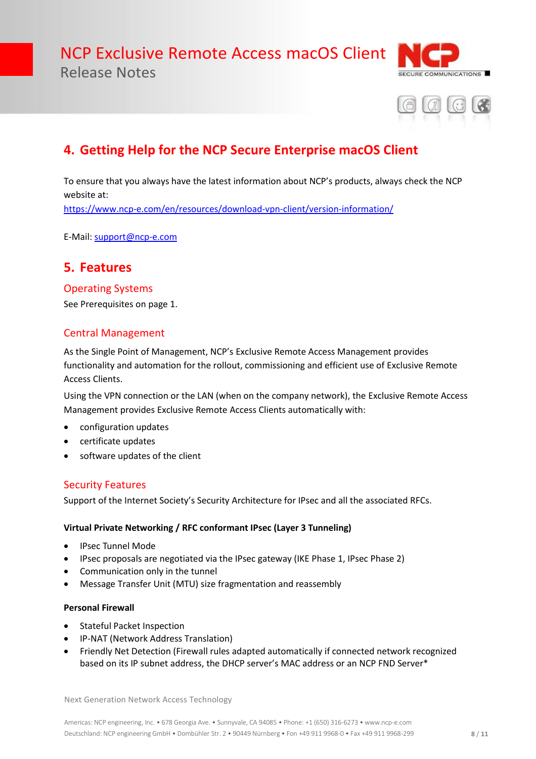## 4. Getting Help for the NCP Secure Enterprise macOS Client

To ensure that you always have the latest information about NCP's products, always check the NCP website at:
https://www.ncp-e.com/en/resources/download-vpn-client/version-information/

E-Mail: support@ncp-e.com

## 5. Features

### Operating Systems

See Prerequisites on page 1.

### Central Management

As the Single Point of Management, NCP's Exclusive Remote Access Management provides functionality and automation for the rollout, commissioning and efficient use of Exclusive Remote Access Clients.

Using the VPN connection or the LAN (when on the company network), the Exclusive Remote Access Management provides Exclusive Remote Access Clients automatically with:

- configuration updates
- certificate updates
- software updates of the client

### Security Features

Support of the Internet Society's Security Architecture for IPsec and all the associated RFCs.

**Virtual Private Networking / RFC conformant IPsec (Layer 3 Tunneling)**

- IPsec Tunnel Mode
- IPsec proposals are negotiated via the IPsec gateway (IKE Phase 1, IPsec Phase 2)
- Communication only in the tunnel
- Message Transfer Unit (MTU) size fragmentation and reassembly

**Personal Firewall**

- Stateful Packet Inspection
- IP-NAT (Network Address Translation)
- Friendly Net Detection (Firewall rules adapted automatically if connected network recognized based on its IP subnet address, the DHCP server's MAC address or an NCP FND Server*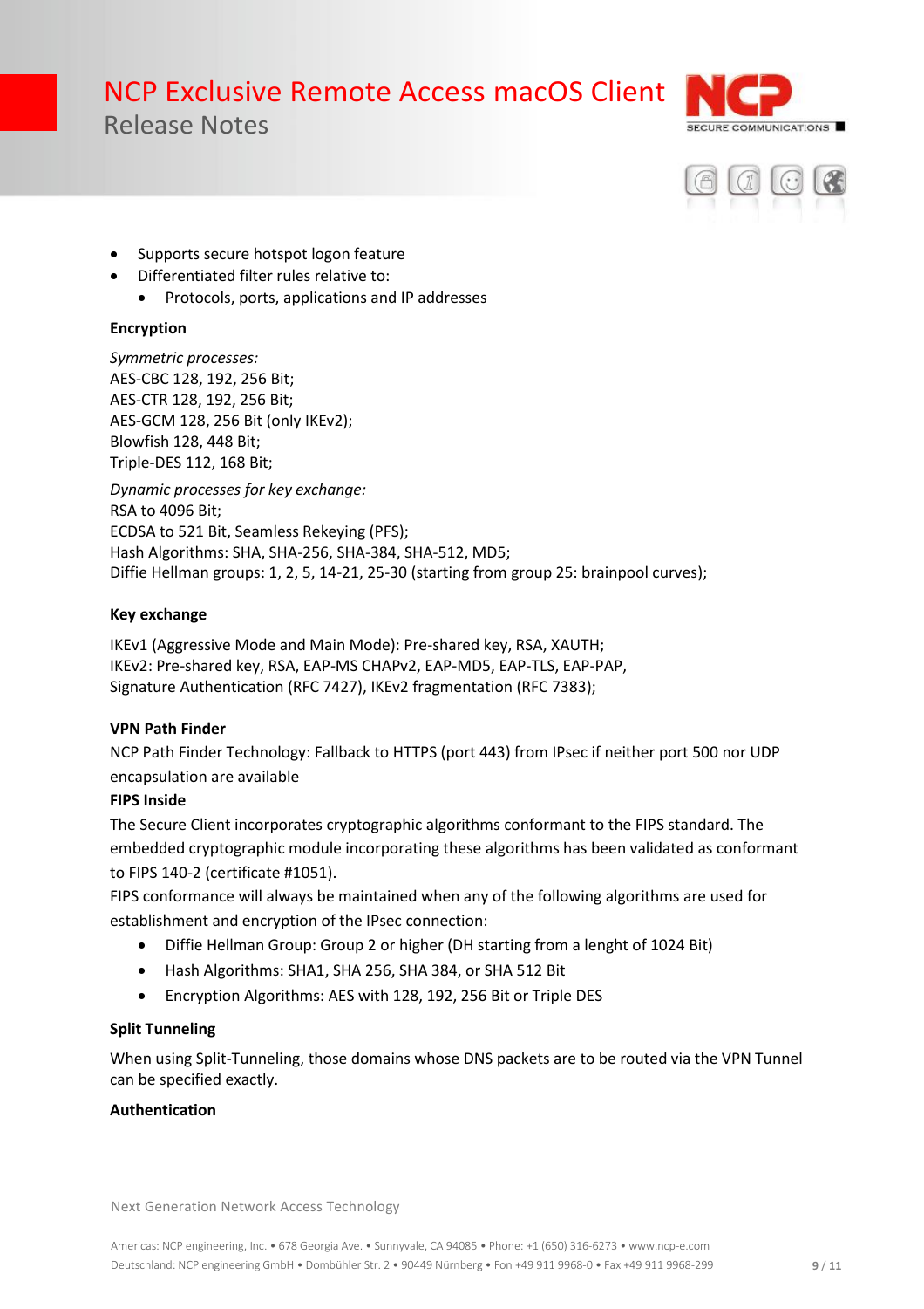- Supports secure hotspot logon feature
- Differentiated filter rules relative to:
  - Protocols, ports, applications and IP addresses

**Encryption**

*Symmetric processes:*
AES-CBC 128, 192, 256 Bit;
AES-CTR 128, 192, 256 Bit;
AES-GCM 128, 256 Bit (only IKEv2);
Blowfish 128, 448 Bit;
Triple-DES 112, 168 Bit;

*Dynamic processes for key exchange:*
RSA to 4096 Bit;
ECDSA to 521 Bit, Seamless Rekeying (PFS);
Hash Algorithms: SHA, SHA-256, SHA-384, SHA-512, MD5;
Diffie Hellman groups: 1, 2, 5, 14-21, 25-30 (starting from group 25: brainpool curves);

**Key exchange**

IKEv1 (Aggressive Mode and Main Mode): Pre-shared key, RSA, XAUTH;
IKEv2: Pre-shared key, RSA, EAP-MS CHAPv2, EAP-MD5, EAP-TLS, EAP-PAP,
Signature Authentication (RFC 7427), IKEv2 fragmentation (RFC 7383);

**VPN Path Finder**

NCP Path Finder Technology: Fallback to HTTPS (port 443) from IPsec if neither port 500 nor UDP encapsulation are available

**FIPS Inside**

The Secure Client incorporates cryptographic algorithms conformant to the FIPS standard. The embedded cryptographic module incorporating these algorithms has been validated as conformant to FIPS 140-2 (certificate #1051).
FIPS conformance will always be maintained when any of the following algorithms are used for establishment and encryption of the IPsec connection:

- Diffie Hellman Group: Group 2 or higher (DH starting from a lenght of 1024 Bit)
- Hash Algorithms: SHA1, SHA 256, SHA 384, or SHA 512 Bit
- Encryption Algorithms: AES with 128, 192, 256 Bit or Triple DES

**Split Tunneling**

When using Split-Tunneling, those domains whose DNS packets are to be routed via the VPN Tunnel can be specified exactly.

**Authentication**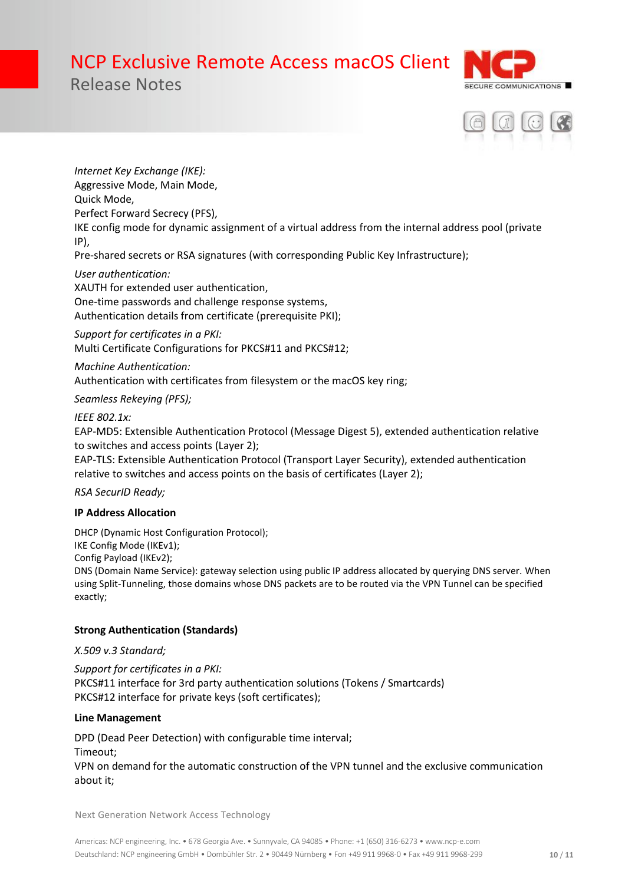*Internet Key Exchange (IKE):*
Aggressive Mode, Main Mode,
Quick Mode,
Perfect Forward Secrecy (PFS),
IKE config mode for dynamic assignment of a virtual address from the internal address pool (private IP),
Pre-shared secrets or RSA signatures (with corresponding Public Key Infrastructure);

*User authentication:*
XAUTH for extended user authentication,
One-time passwords and challenge response systems,
Authentication details from certificate (prerequisite PKI);

*Support for certificates in a PKI:*
Multi Certificate Configurations for PKCS#11 and PKCS#12;

*Machine Authentication:*
Authentication with certificates from filesystem or the macOS key ring;

*Seamless Rekeying (PFS);*

*IEEE 802.1x:*
EAP-MD5: Extensible Authentication Protocol (Message Digest 5), extended authentication relative to switches and access points (Layer 2);
EAP-TLS: Extensible Authentication Protocol (Transport Layer Security), extended authentication relative to switches and access points on the basis of certificates (Layer 2);

*RSA SecurID Ready;*

**IP Address Allocation**

DHCP (Dynamic Host Configuration Protocol);
IKE Config Mode (IKEv1);
Config Payload (IKEv2);
DNS (Domain Name Service): gateway selection using public IP address allocated by querying DNS server. When using Split-Tunneling, those domains whose DNS packets are to be routed via the VPN Tunnel can be specified exactly;

**Strong Authentication (Standards)**

*X.509 v.3 Standard;*

*Support for certificates in a PKI:*
PKCS#11 interface for 3rd party authentication solutions (Tokens / Smartcards)
PKCS#12 interface for private keys (soft certificates);

**Line Management**

DPD (Dead Peer Detection) with configurable time interval;
Timeout;
VPN on demand for the automatic construction of the VPN tunnel and the exclusive communication about it;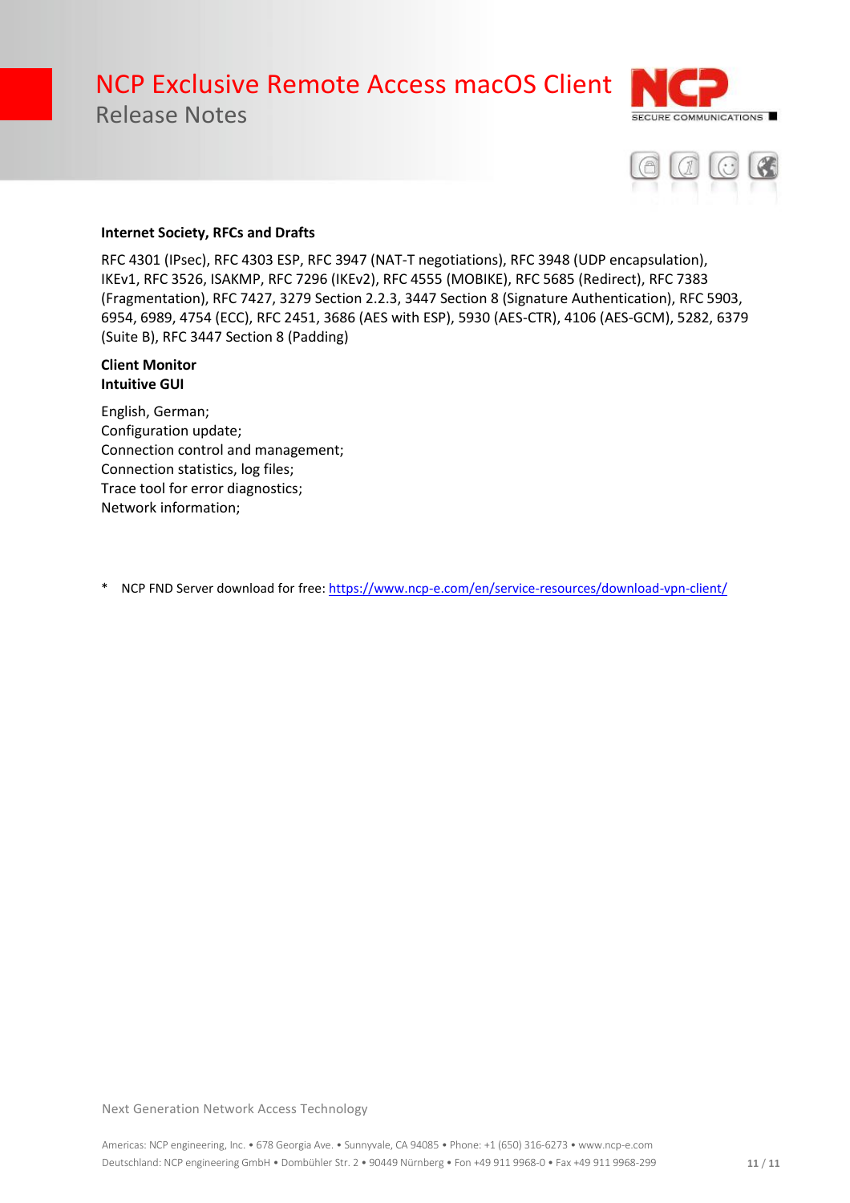**Internet Society, RFCs and Drafts**

RFC 4301 (IPsec), RFC 4303 ESP, RFC 3947 (NAT-T negotiations), RFC 3948 (UDP encapsulation), IKEv1, RFC 3526, ISAKMP, RFC 7296 (IKEv2), RFC 4555 (MOBIKE), RFC 5685 (Redirect), RFC 7383 (Fragmentation), RFC 7427, 3279 Section 2.2.3, 3447 Section 8 (Signature Authentication), RFC 5903, 6954, 6989, 4754 (ECC), RFC 2451, 3686 (AES with ESP), 5930 (AES-CTR), 4106 (AES-GCM), 5282, 6379 (Suite B), RFC 3447 Section 8 (Padding)

**Client Monitor**
**Intuitive GUI**

English, German;
Configuration update;
Connection control and management;
Connection statistics, log files;
Trace tool for error diagnostics;
Network information;

\* NCP FND Server download for free: https://www.ncp-e.com/en/service-resources/download-vpn-client/

Next Generation Network Access Technology

Americas: NCP engineering, Inc. • 678 Georgia Ave. • Sunnyvale, CA 94085 • Phone: +1 (650) 316-6273 • www.ncp-e.com
Deutschland: NCP engineering GmbH • Dombühler Str. 2 • 90449 Nürnberg • Fon +49 911 9968-0 • Fax +49 911 9968-299